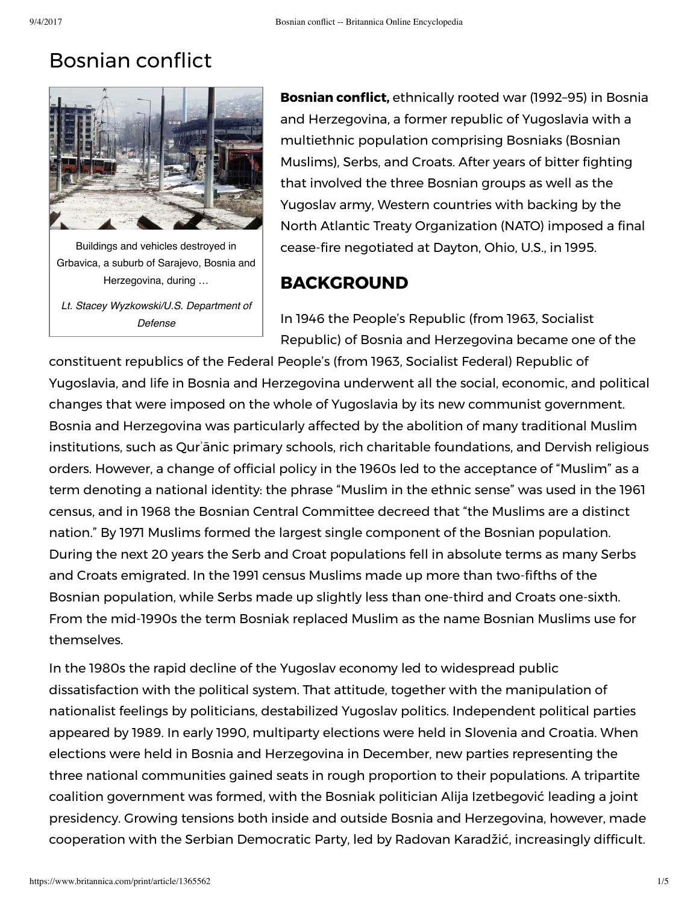# Bosnian conflict

Buildings and vehicles destroyed in Grbavica, a suburb of Sarajevo, Bosnia and Herzegovina, during …

*Lt. Stacey Wyzkowski/U.S. Department of Defense*

**Bosnian conflict,** ethnically rooted war (1992–95) in Bosnia and Herzegovina, a former republic of Yugoslavia with a multiethnic population comprising Bosniaks (Bosnian Muslims), Serbs, and Croats. After years of bitter fighting that involved the three Bosnian groups as well as the Yugoslav army, Western countries with backing by the North Atlantic Treaty Organization (NATO) imposed a final cease-fire negotiated at Dayton, Ohio, U.S., in 1995.

## BACKGROUND

In 1946 the People's Republic (from 1963, Socialist Republic) of Bosnia and Herzegovina became one of the constituent republics of the Federal People's (from 1963, Socialist Federal) Republic of Yugoslavia, and life in Bosnia and Herzegovina underwent all the social, economic, and political changes that were imposed on the whole of Yugoslavia by its new communist government. Bosnia and Herzegovina was particularly affected by the abolition of many traditional Muslim institutions, such as Qurʾānic primary schools, rich charitable foundations, and Dervish religious orders. However, a change of official policy in the 1960s led to the acceptance of "Muslim" as a term denoting a national identity: the phrase "Muslim in the ethnic sense" was used in the 1961 census, and in 1968 the Bosnian Central Committee decreed that "the Muslims are a distinct nation." By 1971 Muslims formed the largest single component of the Bosnian population. During the next 20 years the Serb and Croat populations fell in absolute terms as many Serbs and Croats emigrated. In the 1991 census Muslims made up more than two-fifths of the Bosnian population, while Serbs made up slightly less than one-third and Croats one-sixth. From the mid-1990s the term Bosniak replaced Muslim as the name Bosnian Muslims use for themselves.

In the 1980s the rapid decline of the Yugoslav economy led to widespread public dissatisfaction with the political system. That attitude, together with the manipulation of nationalist feelings by politicians, destabilized Yugoslav politics. Independent political parties appeared by 1989. In early 1990, multiparty elections were held in Slovenia and Croatia. When elections were held in Bosnia and Herzegovina in December, new parties representing the three national communities gained seats in rough proportion to their populations. A tripartite coalition government was formed, with the Bosniak politician Alija Izetbegović leading a joint presidency. Growing tensions both inside and outside Bosnia and Herzegovina, however, made cooperation with the Serbian Democratic Party, led by Radovan Karadžić, increasingly difficult.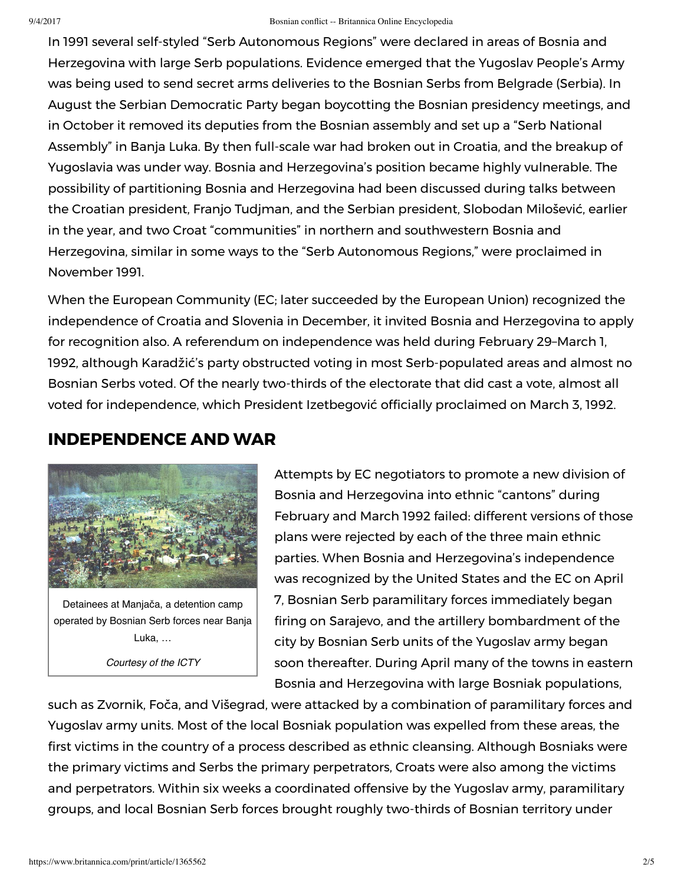In 1991 several self-styled "Serb Autonomous Regions" were declared in areas of Bosnia and Herzegovina with large Serb populations. Evidence emerged that the Yugoslav People's Army was being used to send secret arms deliveries to the Bosnian Serbs from Belgrade (Serbia). In August the Serbian Democratic Party began boycotting the Bosnian presidency meetings, and in October it removed its deputies from the Bosnian assembly and set up a "Serb National Assembly" in Banja Luka. By then full-scale war had broken out in Croatia, and the breakup of Yugoslavia was under way. Bosnia and Herzegovina's position became highly vulnerable. The possibility of partitioning Bosnia and Herzegovina had been discussed during talks between the Croatian president, Franjo Tudjman, and the Serbian president, Slobodan Milošević, earlier in the year, and two Croat "communities" in northern and southwestern Bosnia and Herzegovina, similar in some ways to the "Serb Autonomous Regions," were proclaimed in November 1991.

When the European Community (EC; later succeeded by the European Union) recognized the independence of Croatia and Slovenia in December, it invited Bosnia and Herzegovina to apply for recognition also. A referendum on independence was held during February 29–March 1, 1992, although Karadžić's party obstructed voting in most Serb-populated areas and almost no Bosnian Serbs voted. Of the nearly two-thirds of the electorate that did cast a vote, almost all voted for independence, which President Izetbegović officially proclaimed on March 3, 1992.

## INDEPENDENCE AND WAR

Detainees at Manjača, a detention camp operated by Bosnian Serb forces near Banja Luka, …

*Courtesy of the ICTY*

Attempts by EC negotiators to promote a new division of Bosnia and Herzegovina into ethnic "cantons" during February and March 1992 failed: different versions of those plans were rejected by each of the three main ethnic parties. When Bosnia and Herzegovina's independence was recognized by the United States and the EC on April 7, Bosnian Serb paramilitary forces immediately began firing on Sarajevo, and the artillery bombardment of the city by Bosnian Serb units of the Yugoslav army began soon thereafter. During April many of the towns in eastern Bosnia and Herzegovina with large Bosniak populations, such as Zvornik, Foča, and Višegrad, were attacked by a combination of paramilitary forces and Yugoslav army units. Most of the local Bosniak population was expelled from these areas, the first victims in the country of a process described as ethnic cleansing. Although Bosniaks were the primary victims and Serbs the primary perpetrators, Croats were also among the victims and perpetrators. Within six weeks a coordinated offensive by the Yugoslav army, paramilitary groups, and local Bosnian Serb forces brought roughly two-thirds of Bosnian territory under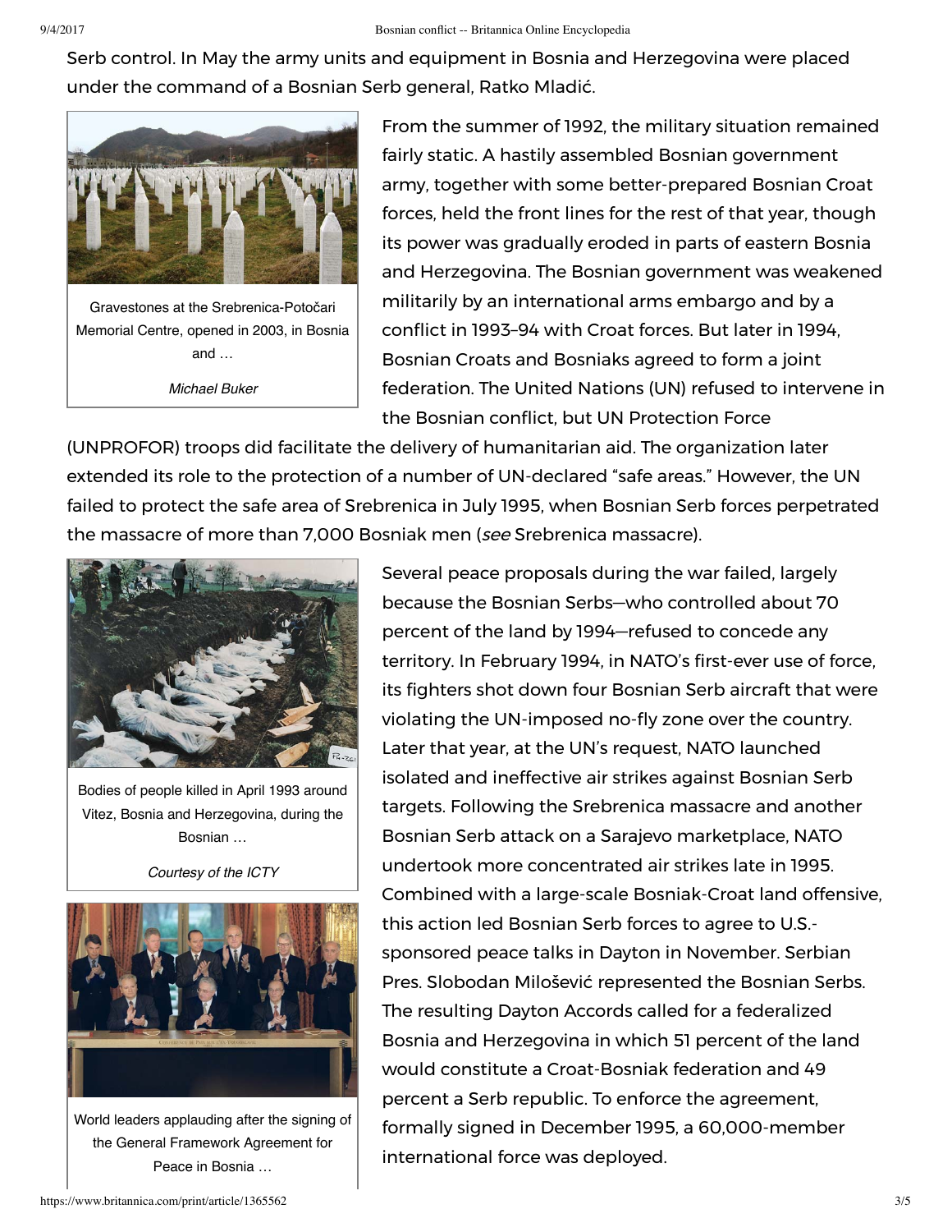Serb control. In May the army units and equipment in Bosnia and Herzegovina were placed under the command of a Bosnian Serb general, Ratko Mladić.

Gravestones at the Srebrenica-Potočari Memorial Centre, opened in 2003, in Bosnia and …

*Michael Buker*

From the summer of 1992, the military situation remained fairly static. A hastily assembled Bosnian government army, together with some better-prepared Bosnian Croat forces, held the front lines for the rest of that year, though its power was gradually eroded in parts of eastern Bosnia and Herzegovina. The Bosnian government was weakened militarily by an international arms embargo and by a conflict in 1993–94 with Croat forces. But later in 1994, Bosnian Croats and Bosniaks agreed to form a joint federation. The United Nations (UN) refused to intervene in the Bosnian conflict, but UN Protection Force (UNPROFOR) troops did facilitate the delivery of humanitarian aid. The organization later extended its role to the protection of a number of UN-declared "safe areas." However, the UN failed to protect the safe area of Srebrenica in July 1995, when Bosnian Serb forces perpetrated the massacre of more than 7,000 Bosniak men (*see* Srebrenica massacre).

Bodies of people killed in April 1993 around Vitez, Bosnia and Herzegovina, during the Bosnian …

*Courtesy of the ICTY*

World leaders applauding after the signing of the General Framework Agreement for Peace in Bosnia …

Several peace proposals during the war failed, largely because the Bosnian Serbs—who controlled about 70 percent of the land by 1994—refused to concede any territory. In February 1994, in NATO's first-ever use of force, its fighters shot down four Bosnian Serb aircraft that were violating the UN-imposed no-fly zone over the country. Later that year, at the UN's request, NATO launched isolated and ineffective air strikes against Bosnian Serb targets. Following the Srebrenica massacre and another Bosnian Serb attack on a Sarajevo marketplace, NATO undertook more concentrated air strikes late in 1995. Combined with a large-scale Bosniak-Croat land offensive, this action led Bosnian Serb forces to agree to U.S.-sponsored peace talks in Dayton in November. Serbian Pres. Slobodan Milošević represented the Bosnian Serbs. The resulting Dayton Accords called for a federalized Bosnia and Herzegovina in which 51 percent of the land would constitute a Croat-Bosniak federation and 49 percent a Serb republic. To enforce the agreement, formally signed in December 1995, a 60,000-member international force was deployed.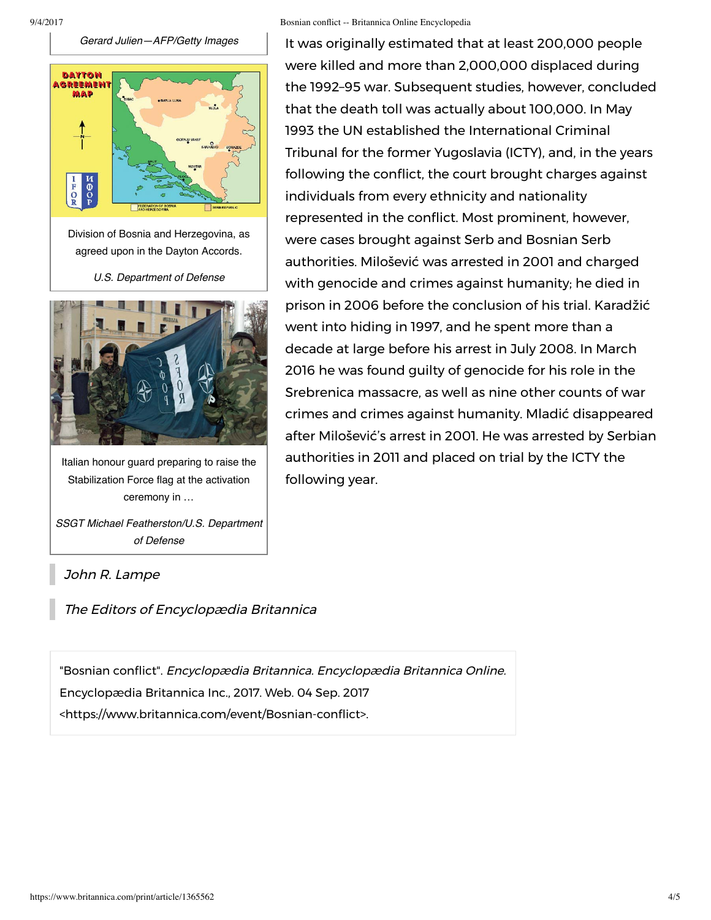Gerard Julien—AFP/Getty Images

DAYTON AGREEMENT MAP

Division of Bosnia and Herzegovina, as agreed upon in the Dayton Accords.

*U.S. Department of Defense*

Italian honour guard preparing to raise the Stabilization Force flag at the activation ceremony in …

*SSGT Michael Featherston/U.S. Department of Defense*

It was originally estimated that at least 200,000 people were killed and more than 2,000,000 displaced during the 1992–95 war. Subsequent studies, however, concluded that the death toll was actually about 100,000. In May 1993 the UN established the International Criminal Tribunal for the former Yugoslavia (ICTY), and, in the years following the conflict, the court brought charges against individuals from every ethnicity and nationality represented in the conflict. Most prominent, however, were cases brought against Serb and Bosnian Serb authorities. Milošević was arrested in 2001 and charged with genocide and crimes against humanity; he died in prison in 2006 before the conclusion of his trial. Karadžić went into hiding in 1997, and he spent more than a decade at large before his arrest in July 2008. In March 2016 he was found guilty of genocide for his role in the Srebrenica massacre, as well as nine other counts of war crimes and crimes against humanity. Mladić disappeared after Milošević's arrest in 2001. He was arrested by Serbian authorities in 2011 and placed on trial by the ICTY the following year.

*John R. Lampe*

*The Editors of Encyclopædia Britannica*

"Bosnian conflict". *Encyclopædia Britannica. Encyclopædia Britannica Online.* Encyclopædia Britannica Inc., 2017. Web. 04 Sep. 2017 <https://www.britannica.com/event/Bosnian-conflict>.